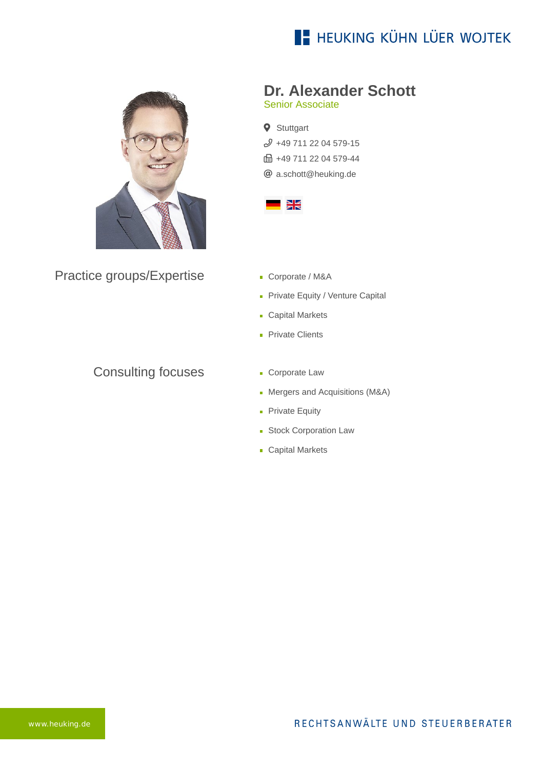HEUKING KÜHN LÜER WOJTEK

# Dr. Alexander Schott

Senior Associate

Stuttgart

+49 711 22 04 579-15

+49 711 22 04 579-44

a.schott@heuking.de

## Practice groups/Expertise

- Corporate / M&A
- Private Equity / Venture Capital
- Capital Markets
- Private Clients

## Consulting focuses

- Corporate Law
- Mergers and Acquisitions (M&A)
- Private Equity
- Stock Corporation Law
- Capital Markets

www.heuking.de

RECHTSANWÄLTE UND STEUERBERATER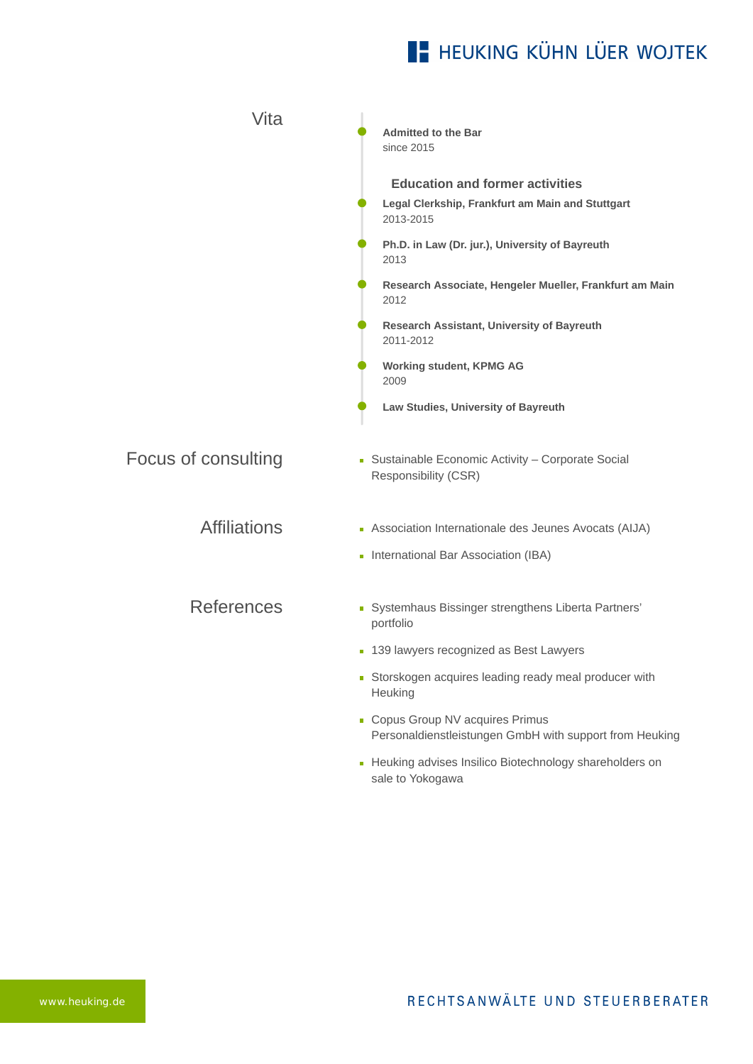## Vita

**Admitted to the Bar**
since 2015

### Education and former activities

**Legal Clerkship, Frankfurt am Main and Stuttgart**
2013-2015

**Ph.D. in Law (Dr. jur.), University of Bayreuth**
2013

**Research Associate, Hengeler Mueller, Frankfurt am Main**
2012

**Research Assistant, University of Bayreuth**
2011-2012

**Working student, KPMG AG**
2009

**Law Studies, University of Bayreuth**

## Focus of consulting

- Sustainable Economic Activity – Corporate Social Responsibility (CSR)

## Affiliations

- Association Internationale des Jeunes Avocats (AIJA)
- International Bar Association (IBA)

## References

- Systemhaus Bissinger strengthens Liberta Partners' portfolio
- 139 lawyers recognized as Best Lawyers
- Storskogen acquires leading ready meal producer with Heuking
- Copus Group NV acquires Primus Personaldienstleistungen GmbH with support from Heuking
- Heuking advises Insilico Biotechnology shareholders on sale to Yokogawa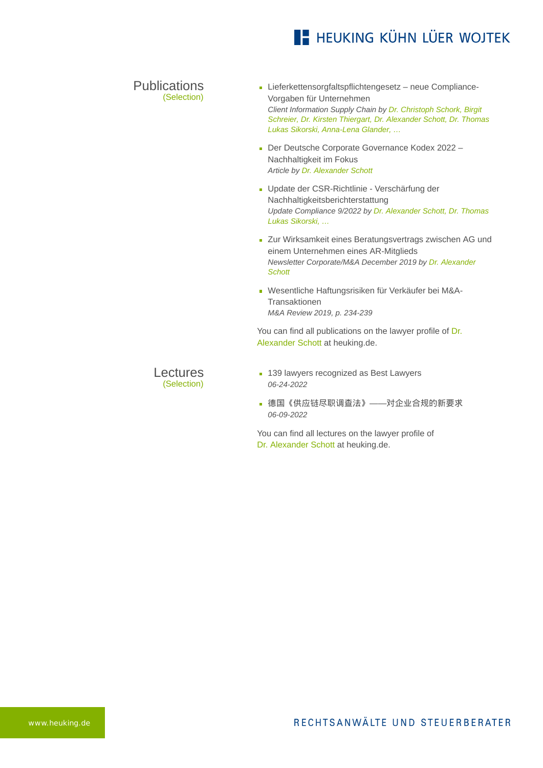## Publications
(Selection)

- Lieferkettensorgfaltspflichtengesetz – neue Compliance-Vorgaben für Unternehmen
  *Client Information Supply Chain by Dr. Christoph Schork, Birgit Schreier, Dr. Kirsten Thiergart, Dr. Alexander Schott, Dr. Thomas Lukas Sikorski, Anna-Lena Glander, …*

- Der Deutsche Corporate Governance Kodex 2022 – Nachhaltigkeit im Fokus
  *Article by Dr. Alexander Schott*

- Update der CSR-Richtlinie - Verschärfung der Nachhaltigkeitsberichterstattung
  *Update Compliance 9/2022 by Dr. Alexander Schott, Dr. Thomas Lukas Sikorski, …*

- Zur Wirksamkeit eines Beratungsvertrags zwischen AG und einem Unternehmen eines AR-Mitglieds
  *Newsletter Corporate/M&A December 2019 by Dr. Alexander Schott*

- Wesentliche Haftungsrisiken für Verkäufer bei M&A-Transaktionen
  *M&A Review 2019, p. 234-239*

You can find all publications on the lawyer profile of Dr. Alexander Schott at heuking.de.

## Lectures
(Selection)

- 139 lawyers recognized as Best Lawyers
  *06-24-2022*

- 德国《供应链尽职调查法》——对企业合规的新要求
  *06-09-2022*

You can find all lectures on the lawyer profile of Dr. Alexander Schott at heuking.de.